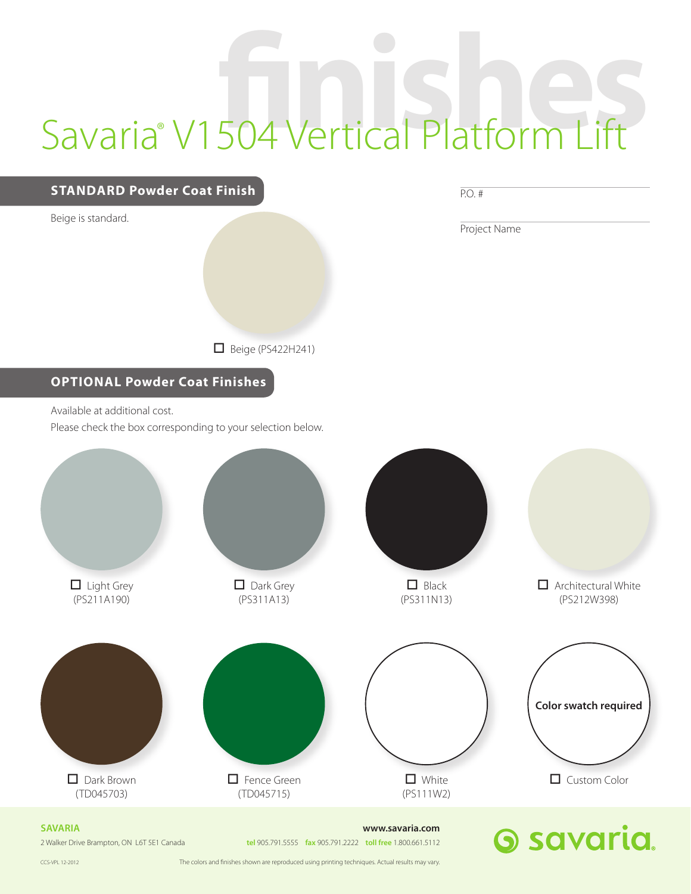# finishes

# Savaria® V1504 Vertical Platform Lift

## STANDARD Powder Coat Finish

Beige is standard.

☐ Beige (PS422H241)

P.O. #

Project Name

## OPTIONAL Powder Coat Finishes

Available at additional cost.
Please check the box corresponding to your selection below.

☐ Light Grey (PS211A190)

☐ Dark Grey (PS311A13)

☐ Black (PS311N13)

☐ Architectural White (PS212W398)

☐ Dark Brown (TD045703)

☐ Fence Green (TD045715)

☐ White (PS111W2)

**Color swatch required**

☐ Custom Color

**SAVARIA**
2 Walker Drive Brampton, ON L6T 5E1 Canada

**www.savaria.com**
**tel** 905.791.5555 **fax** 905.791.2222 **toll free** 1.800.661.5112

savaria

CCS-VPL 12-2012

The colors and finishes shown are reproduced using printing techniques. Actual results may vary.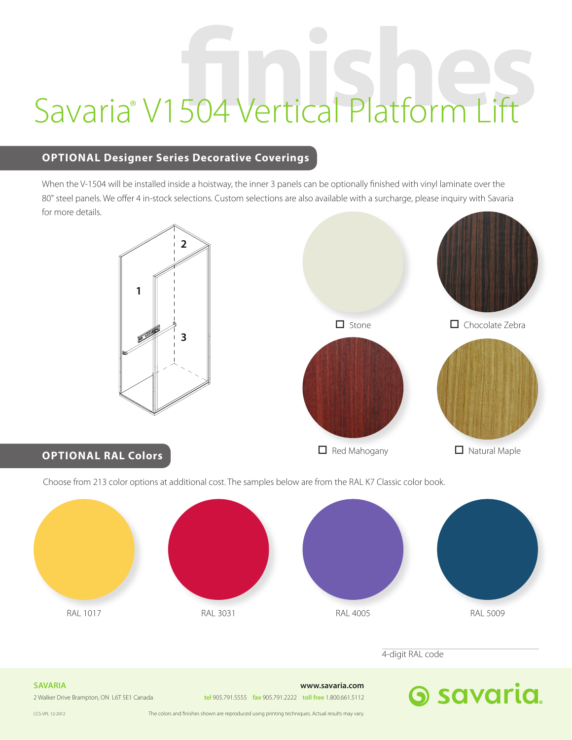# Savaria® V1504 Vertical Platform Lift

finishes

## OPTIONAL Designer Series Decorative Coverings

When the V-1504 will be installed inside a hoistway, the inner 3 panels can be optionally finished with vinyl laminate over the 80" steel panels. We offer 4 in-stock selections. Custom selections are also available with a surcharge, please inquiry with Savaria for more details.

1

2

3

- ☐ Stone
- ☐ Chocolate Zebra
- ☐ Red Mahogany
- ☐ Natural Maple

## OPTIONAL RAL Colors

Choose from 213 color options at additional cost. The samples below are from the RAL K7 Classic color book.

RAL 1017

RAL 3031

RAL 4005

RAL 5009

_______________
4-digit RAL code

**SAVARIA**
2 Walker Drive Brampton, ON L6T 5E1 Canada

**www.savaria.com**
**tel** 905.791.5555 **fax** 905.791.2222 **toll free** 1.800.661.5112

savaria.

CCS-VPL 12-2012

The colors and finishes shown are reproduced using printing techniques. Actual results may vary.